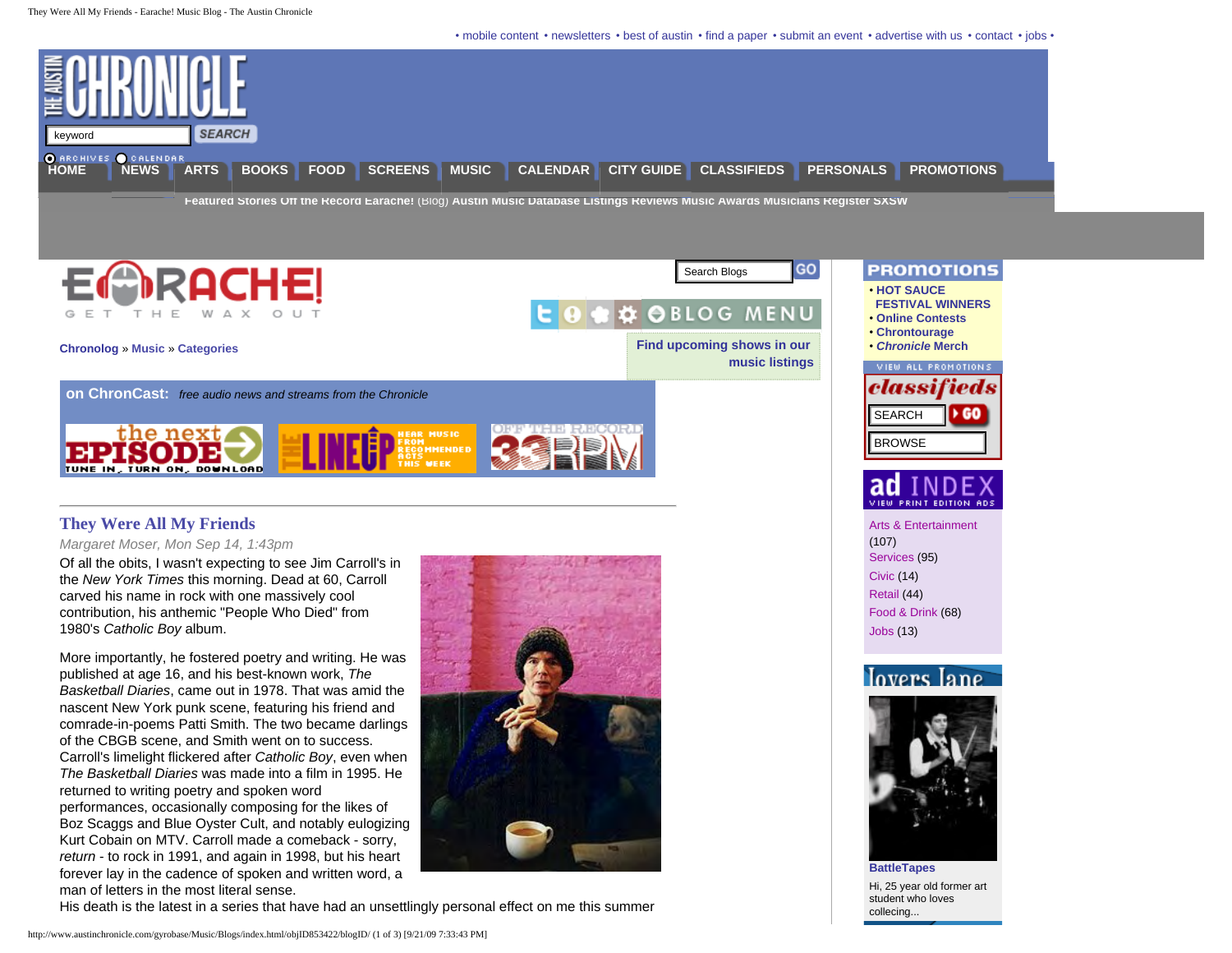• mobile content • newsletters • best of austin • find a paper • submit an event • advertise with us • contact • jobs •

keyword SEARCH

ARCHIVES CALENDAR

HOME NEWS ARTS BOOKS FOOD SCREENS MUSIC CALENDAR CITY GUIDE CLASSIFIEDS PERSONALS PROMOTIONS

Featured Stories Off the Record Earache! (Blog) Austin Music Database Listings Reviews Music Awards Musicians Register SXSW

EARACHE! GET THE WAX OUT

Search Blogs GO

BLOG MENU

Chronolog » Music » Categories

Find upcoming shows in our music listings

**on ChronCast:** *free audio news and streams from the Chronicle*

## They Were All My Friends

*Margaret Moser, Mon Sep 14, 1:43pm*

Of all the obits, I wasn't expecting to see Jim Carroll's in the *New York Times* this morning. Dead at 60, Carroll carved his name in rock with one massively cool contribution, his anthemic "People Who Died" from 1980's *Catholic Boy* album.

More importantly, he fostered poetry and writing. He was published at age 16, and his best-known work, *The Basketball Diaries*, came out in 1978. That was amid the nascent New York punk scene, featuring his friend and comrade-in-poems Patti Smith. The two became darlings of the CBGB scene, and Smith went on to success. Carroll's limelight flickered after *Catholic Boy*, even when *The Basketball Diaries* was made into a film in 1995. He returned to writing poetry and spoken word performances, occasionally composing for the likes of Boz Scaggs and Blue Oyster Cult, and notably eulogizing Kurt Cobain on MTV. Carroll made a comeback - sorry, *return* - to rock in 1991, and again in 1998, but his heart forever lay in the cadence of spoken and written word, a man of letters in the most literal sense.

His death is the latest in a series that have had an unsettlingly personal effect on me this summer

**PROMOTIONS**

- **HOT SAUCE FESTIVAL WINNERS**
- **Online Contests**
- **Chrontourage**
- ***Chronicle* Merch**

VIEW ALL PROMOTIONS

**classifieds**

SEARCH GO

BROWSE

**ad INDEX** VIEW PRINT EDITION ADS

- Arts & Entertainment (107)
- Services (95)
- Civic (14)
- Retail (44)
- Food & Drink (68)
- Jobs (13)

Lovers Lane

**BattleTapes**

Hi, 25 year old former art student who loves collecing...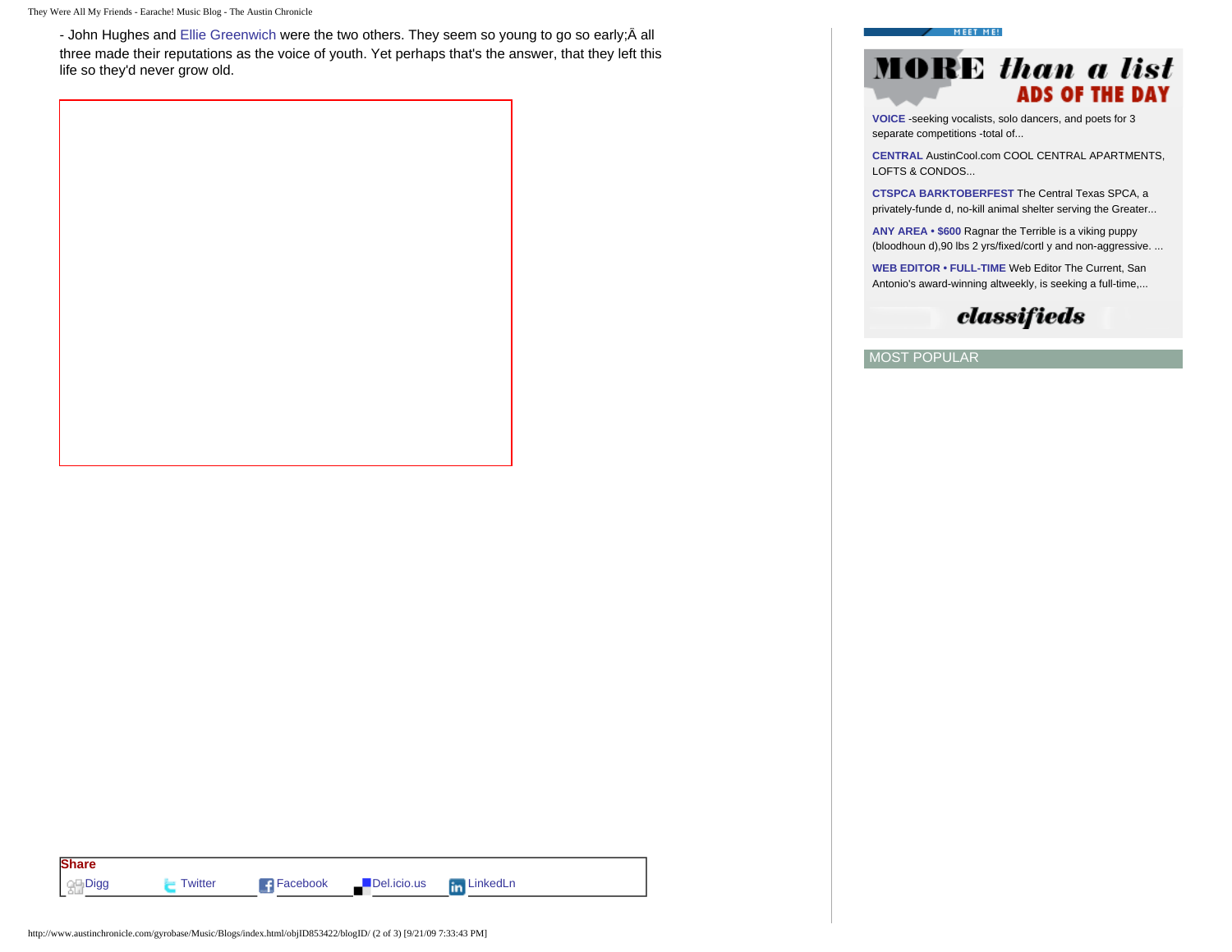- John Hughes and Ellie Greenwich were the two others. They seem so young to go so early;Â all three made their reputations as the voice of youth. Yet perhaps that's the answer, that they left this life so they'd never grow old.

**Share**

Digg Twitter Facebook Del.icio.us LinkedLn

MEET ME!

# MORE than a list

## ADS OF THE DAY

**VOICE** -seeking vocalists, solo dancers, and poets for 3 separate competitions -total of...

**CENTRAL** AustinCool.com COOL CENTRAL APARTMENTS, LOFTS & CONDOS...

**CTSPCA BARKTOBERFEST** The Central Texas SPCA, a privately-funde d, no-kill animal shelter serving the Greater...

**ANY AREA • $600** Ragnar the Terrible is a viking puppy (bloodhoun d),90 lbs 2 yrs/fixed/cortl y and non-aggressive. ...

**WEB EDITOR • FULL-TIME** Web Editor The Current, San Antonio's award-winning altweekly, is seeking a full-time,...

classifieds

MOST POPULAR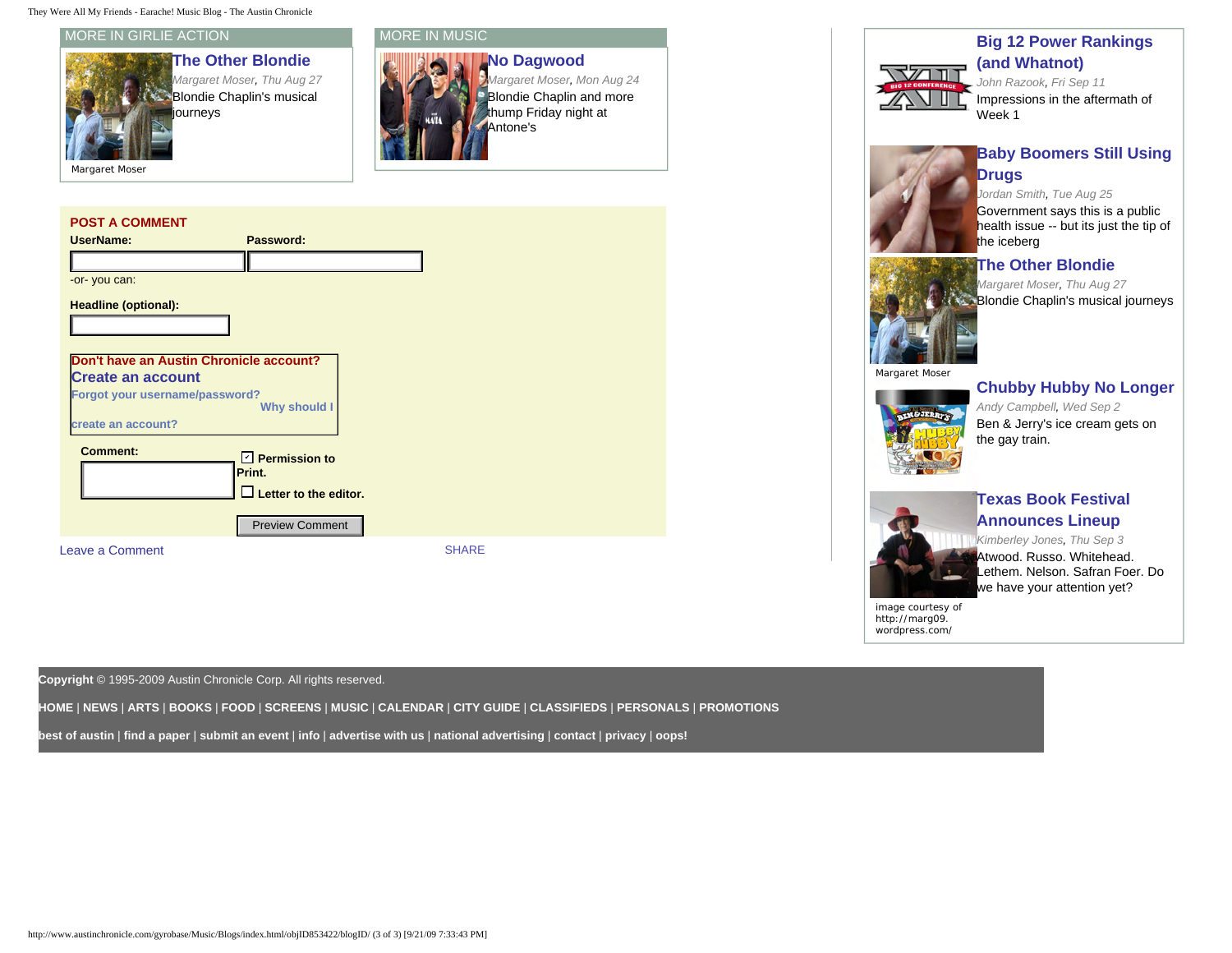## MORE IN GIRLIE ACTION

### The Other Blondie

*Margaret Moser, Thu Aug 27*

Blondie Chaplin's musical journeys

Margaret Moser

## MORE IN MUSIC

### No Dagwood

*Margaret Moser, Mon Aug 24*

Blondie Chaplin and more thump Friday night at Antone's

**POST A COMMENT**

**UserName:** **Password:**

-or- you can:

**Headline (optional):**

**Don't have an Austin Chronicle account?**

**Create an account**

**Forgot your username/password?**

**Why should I create an account?**

**Comment:**

**Permission to Print.**

**Letter to the editor.**

Preview Comment

Leave a Comment

SHARE

### Big 12 Power Rankings (and Whatnot)

*John Razook, Fri Sep 11*

Impressions in the aftermath of Week 1

### Baby Boomers Still Using Drugs

*Jordan Smith, Tue Aug 25*

Government says this is a public health issue -- but its just the tip of the iceberg

### The Other Blondie

*Margaret Moser, Thu Aug 27*

Blondie Chaplin's musical journeys

Margaret Moser

### Chubby Hubby No Longer

*Andy Campbell, Wed Sep 2*

Ben & Jerry's ice cream gets on the gay train.

### Texas Book Festival Announces Lineup

*Kimberley Jones, Thu Sep 3*

Atwood. Russo. Whitehead. Lethem. Nelson. Safran Foer. Do we have your attention yet?

image courtesy of http://marg09.wordpress.com/

**Copyright** © 1995-2009 Austin Chronicle Corp. All rights reserved.

**HOME** | **NEWS** | **ARTS** | **BOOKS** | **FOOD** | **SCREENS** | **MUSIC** | **CALENDAR** | **CITY GUIDE** | **CLASSIFIEDS** | **PERSONALS** | **PROMOTIONS**

**best of austin** | **find a paper** | **submit an event** | **info** | **advertise with us** | **national advertising** | **contact** | **privacy** | **oops!**